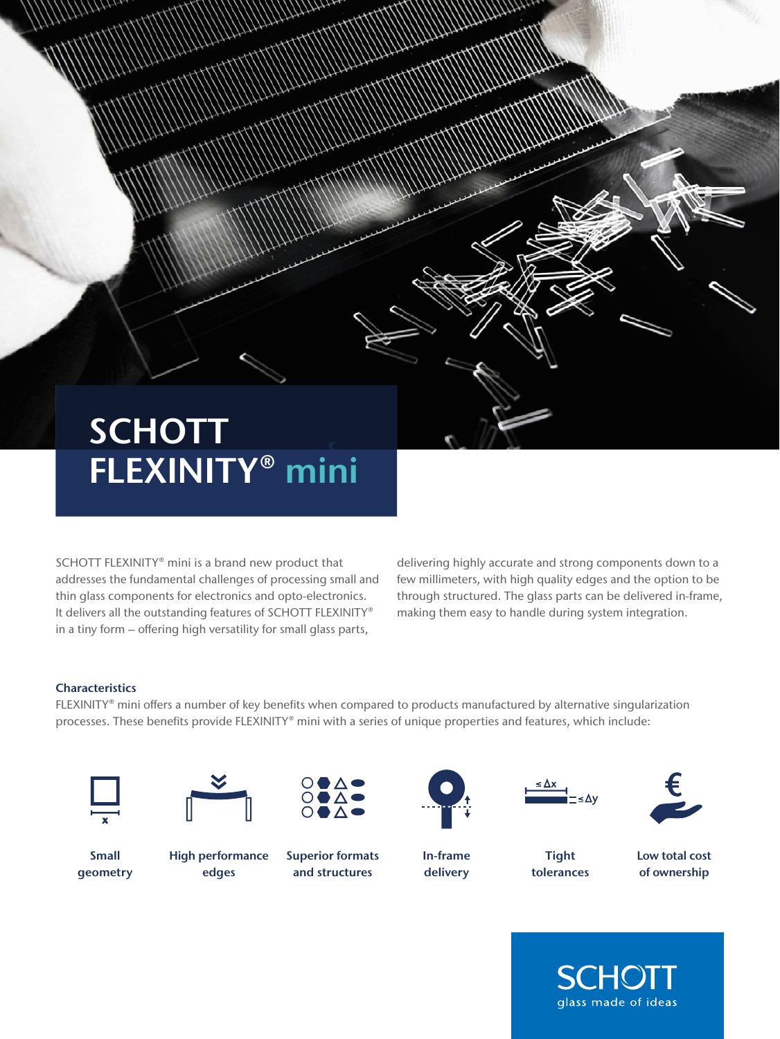# SCHOTT FLEXINITY® mini

SCHOTT FLEXINITY® mini is a brand new product that addresses the fundamental challenges of processing small and thin glass components for electronics and opto-electronics. It delivers all the outstanding features of SCHOTT FLEXINITY® in a tiny form – offering high versatility for small glass parts, delivering highly accurate and strong components down to a few millimeters, with high quality edges and the option to be through structured. The glass parts can be delivered in-frame, making them easy to handle during system integration.

### Characteristics

FLEXINITY® mini offers a number of key benefits when compared to products manufactured by alternative singularization processes. These benefits provide FLEXINITY® mini with a series of unique properties and features, which include:

- **Small geometry**
- **High performance edges**
- **Superior formats and structures**
- **In-frame delivery**
- **Tight tolerances**
- **Low total cost of ownership**

SCHOTT
glass made of ideas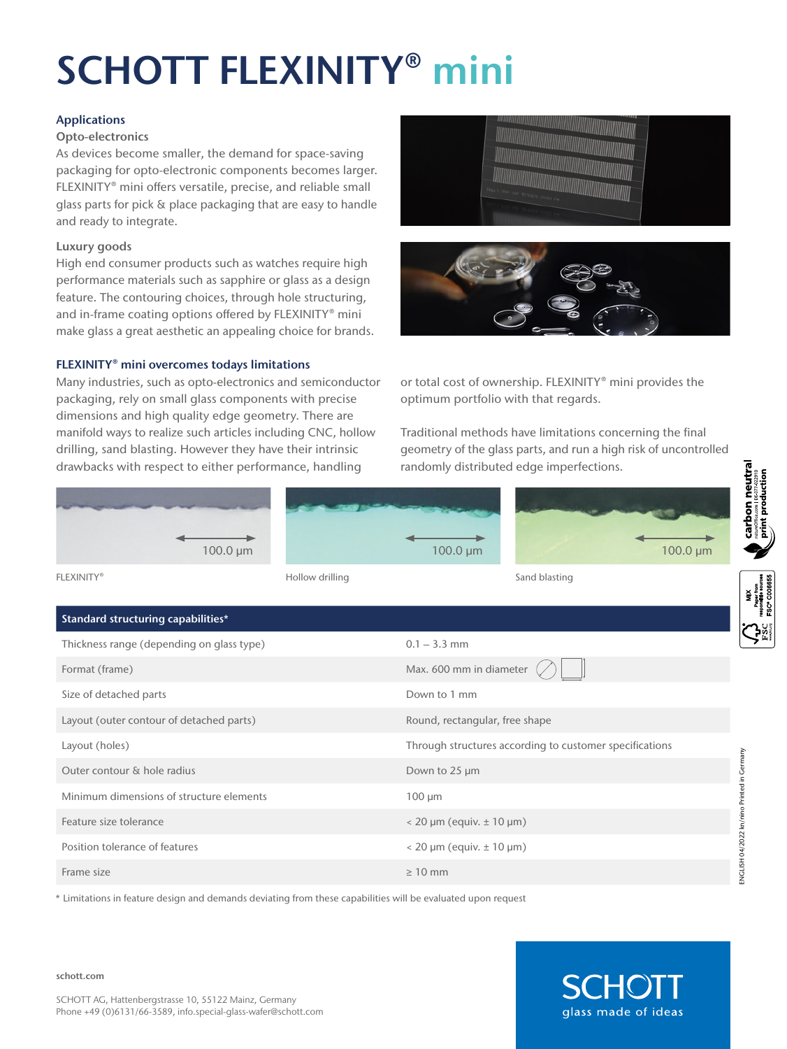# SCHOTT FLEXINITY® mini

### Applications

**Opto-electronics**

As devices become smaller, the demand for space-saving packaging for opto-electronic components becomes larger. FLEXINITY® mini offers versatile, precise, and reliable small glass parts for pick & place packaging that are easy to handle and ready to integrate.

**Luxury goods**

High end consumer products such as watches require high performance materials such as sapphire or glass as a design feature. The contouring choices, through hole structuring, and in-frame coating options offered by FLEXINITY® mini make glass a great aesthetic an appealing choice for brands.

### FLEXINITY® mini overcomes todays limitations

Many industries, such as opto-electronics and semiconductor packaging, rely on small glass components with precise dimensions and high quality edge geometry. There are manifold ways to realize such articles including CNC, hollow drilling, sand blasting. However they have their intrinsic drawbacks with respect to either performance, handling or total cost of ownership. FLEXINITY® mini provides the optimum portfolio with that regards.

Traditional methods have limitations concerning the final geometry of the glass parts, and run a high risk of uncontrolled randomly distributed edge imperfections.

100.0 µm

FLEXINITY®

100.0 µm

Hollow drilling

100.0 µm

Sand blasting

| Standard structuring capabilities* | |
|---|---|
| Thickness range (depending on glass type) | 0.1 – 3.3 mm |
| Format (frame) | Max. 600 mm in diameter |
| Size of detached parts | Down to 1 mm |
| Layout (outer contour of detached parts) | Round, rectangular, free shape |
| Layout (holes) | Through structures according to customer specifications |
| Outer contour & hole radius | Down to 25 µm |
| Minimum dimensions of structure elements | 100 µm |
| Feature size tolerance | < 20 µm (equiv. ± 10 µm) |
| Position tolerance of features | < 20 µm (equiv. ± 10 µm) |
| Frame size | ≥ 10 mm |

\* Limitations in feature design and demands deviating from these capabilities will be evaluated upon request

**schott.com**

SCHOTT AG, Hattenbergstrasse 10, 55122 Mainz, Germany
Phone +49 (0)6131/66-3589, info.special-glass-wafer@schott.com

SCHOTT
glass made of ideas

ENGLISH 04/2022 kn/nino Printed in Germany